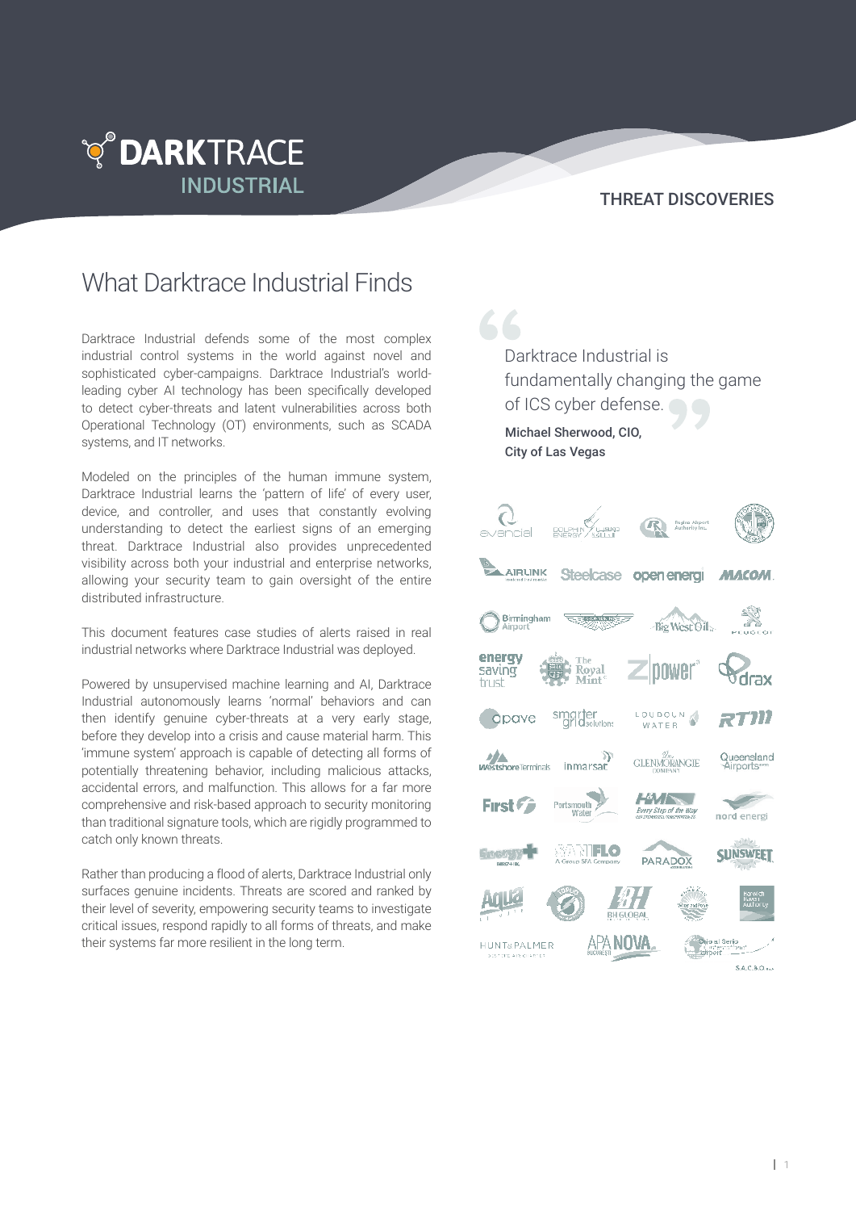# DARKTRACE INDUSTRIAL

THREAT DISCOVERIES

## What Darktrace Industrial Finds

Darktrace Industrial defends some of the most complex industrial control systems in the world against novel and sophisticated cyber-campaigns. Darktrace Industrial's world-leading cyber AI technology has been specifically developed to detect cyber-threats and latent vulnerabilities across both Operational Technology (OT) environments, such as SCADA systems, and IT networks.

Modeled on the principles of the human immune system, Darktrace Industrial learns the 'pattern of life' of every user, device, and controller, and uses that constantly evolving understanding to detect the earliest signs of an emerging threat. Darktrace Industrial also provides unprecedented visibility across both your industrial and enterprise networks, allowing your security team to gain oversight of the entire distributed infrastructure.

This document features case studies of alerts raised in real industrial networks where Darktrace Industrial was deployed.

Powered by unsupervised machine learning and AI, Darktrace Industrial autonomously learns 'normal' behaviors and can then identify genuine cyber-threats at a very early stage, before they develop into a crisis and cause material harm. This 'immune system' approach is capable of detecting all forms of potentially threatening behavior, including malicious attacks, accidental errors, and malfunction. This allows for a far more comprehensive and risk-based approach to security monitoring than traditional signature tools, which are rigidly programmed to catch only known threats.

Rather than producing a flood of alerts, Darktrace Industrial only surfaces genuine incidents. Threats are scored and ranked by their level of severity, empowering security teams to investigate critical issues, respond rapidly to all forms of threats, and make their systems far more resilient in the long term.

> Darktrace Industrial is fundamentally changing the game of ICS cyber defense.
>
> **Michael Sherwood, CIO, City of Las Vegas**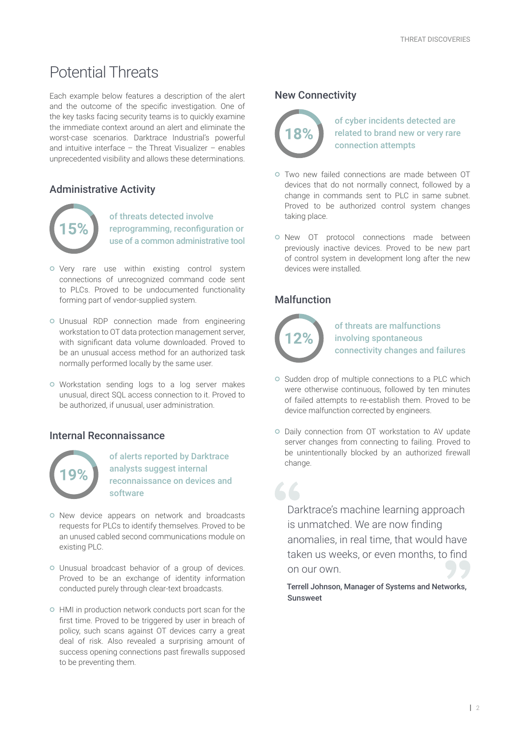# Potential Threats

Each example below features a description of the alert and the outcome of the specific investigation. One of the key tasks facing security teams is to quickly examine the immediate context around an alert and eliminate the worst-case scenarios. Darktrace Industrial's powerful and intuitive interface – the Threat Visualizer – enables unprecedented visibility and allows these determinations.

## Administrative Activity

**15%** of threats detected involve reprogramming, reconfiguration or use of a common administrative tool

- Very rare use within existing control system connections of unrecognized command code sent to PLCs. Proved to be undocumented functionality forming part of vendor-supplied system.
- Unusual RDP connection made from engineering workstation to OT data protection management server, with significant data volume downloaded. Proved to be an unusual access method for an authorized task normally performed locally by the same user.
- Workstation sending logs to a log server makes unusual, direct SQL access connection to it. Proved to be authorized, if unusual, user administration.

## Internal Reconnaissance

**19%** of alerts reported by Darktrace analysts suggest internal reconnaissance on devices and software

- New device appears on network and broadcasts requests for PLCs to identify themselves. Proved to be an unused cabled second communications module on existing PLC.
- Unusual broadcast behavior of a group of devices. Proved to be an exchange of identity information conducted purely through clear-text broadcasts.
- HMI in production network conducts port scan for the first time. Proved to be triggered by user in breach of policy, such scans against OT devices carry a great deal of risk. Also revealed a surprising amount of success opening connections past firewalls supposed to be preventing them.

## New Connectivity

**18%** of cyber incidents detected are related to brand new or very rare connection attempts

- Two new failed connections are made between OT devices that do not normally connect, followed by a change in commands sent to PLC in same subnet. Proved to be authorized control system changes taking place.
- New OT protocol connections made between previously inactive devices. Proved to be new part of control system in development long after the new devices were installed.

## Malfunction

**12%** of threats are malfunctions involving spontaneous connectivity changes and failures

- Sudden drop of multiple connections to a PLC which were otherwise continuous, followed by ten minutes of failed attempts to re-establish them. Proved to be device malfunction corrected by engineers.
- Daily connection from OT workstation to AV update server changes from connecting to failing. Proved to be unintentionally blocked by an authorized firewall change.

> Darktrace's machine learning approach is unmatched. We are now finding anomalies, in real time, that would have taken us weeks, or even months, to find on our own.
>
> **Terrell Johnson, Manager of Systems and Networks, Sunsweet**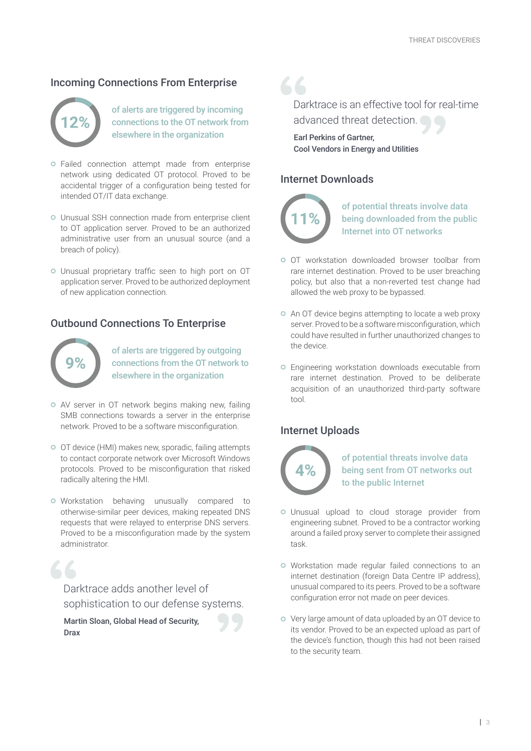## Incoming Connections From Enterprise

**12%** of alerts are triggered by incoming connections to the OT network from elsewhere in the organization

- Failed connection attempt made from enterprise network using dedicated OT protocol. Proved to be accidental trigger of a configuration being tested for intended OT/IT data exchange.
- Unusual SSH connection made from enterprise client to OT application server. Proved to be an authorized administrative user from an unusual source (and a breach of policy).
- Unusual proprietary traffic seen to high port on OT application server. Proved to be authorized deployment of new application connection.

## Outbound Connections To Enterprise

**9%** of alerts are triggered by outgoing connections from the OT network to elsewhere in the organization

- AV server in OT network begins making new, failing SMB connections towards a server in the enterprise network. Proved to be a software misconfiguration.
- OT device (HMI) makes new, sporadic, failing attempts to contact corporate network over Microsoft Windows protocols. Proved to be misconfiguration that risked radically altering the HMI.
- Workstation behaving unusually compared to otherwise-similar peer devices, making repeated DNS requests that were relayed to enterprise DNS servers. Proved to be a misconfiguration made by the system administrator.

> Darktrace adds another level of sophistication to our defense systems.
>
> **Martin Sloan, Global Head of Security, Drax**

> Darktrace is an effective tool for real-time advanced threat detection.
>
> **Earl Perkins of Gartner, Cool Vendors in Energy and Utilities**

## Internet Downloads

**11%** of potential threats involve data being downloaded from the public Internet into OT networks

- OT workstation downloaded browser toolbar from rare internet destination. Proved to be user breaching policy, but also that a non-reverted test change had allowed the web proxy to be bypassed.
- An OT device begins attempting to locate a web proxy server. Proved to be a software misconfiguration, which could have resulted in further unauthorized changes to the device.
- Engineering workstation downloads executable from rare internet destination. Proved to be deliberate acquisition of an unauthorized third-party software tool.

## Internet Uploads

**4%** of potential threats involve data being sent from OT networks out to the public Internet

- Unusual upload to cloud storage provider from engineering subnet. Proved to be a contractor working around a failed proxy server to complete their assigned task.
- Workstation made regular failed connections to an internet destination (foreign Data Centre IP address), unusual compared to its peers. Proved to be a software configuration error not made on peer devices.
- Very large amount of data uploaded by an OT device to its vendor. Proved to be an expected upload as part of the device's function, though this had not been raised to the security team.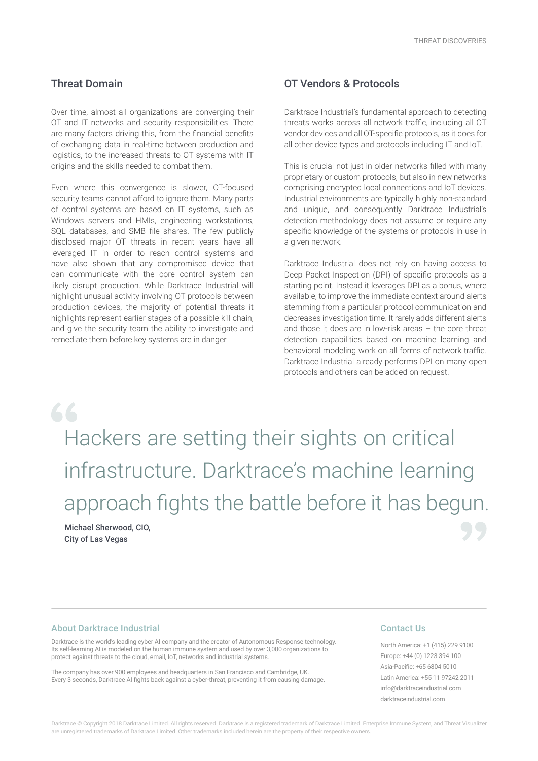## Threat Domain

Over time, almost all organizations are converging their OT and IT networks and security responsibilities. There are many factors driving this, from the financial benefits of exchanging data in real-time between production and logistics, to the increased threats to OT systems with IT origins and the skills needed to combat them.

Even where this convergence is slower, OT-focused security teams cannot afford to ignore them. Many parts of control systems are based on IT systems, such as Windows servers and HMIs, engineering workstations, SQL databases, and SMB file shares. The few publicly disclosed major OT threats in recent years have all leveraged IT in order to reach control systems and have also shown that any compromised device that can communicate with the core control system can likely disrupt production. While Darktrace Industrial will highlight unusual activity involving OT protocols between production devices, the majority of potential threats it highlights represent earlier stages of a possible kill chain, and give the security team the ability to investigate and remediate them before key systems are in danger.

## OT Vendors & Protocols

Darktrace Industrial's fundamental approach to detecting threats works across all network traffic, including all OT vendor devices and all OT-specific protocols, as it does for all other device types and protocols including IT and IoT.

This is crucial not just in older networks filled with many proprietary or custom protocols, but also in new networks comprising encrypted local connections and IoT devices. Industrial environments are typically highly non-standard and unique, and consequently Darktrace Industrial's detection methodology does not assume or require any specific knowledge of the systems or protocols in use in a given network.

Darktrace Industrial does not rely on having access to Deep Packet Inspection (DPI) of specific protocols as a starting point. Instead it leverages DPI as a bonus, where available, to improve the immediate context around alerts stemming from a particular protocol communication and decreases investigation time. It rarely adds different alerts and those it does are in low-risk areas – the core threat detection capabilities based on machine learning and behavioral modeling work on all forms of network traffic. Darktrace Industrial already performs DPI on many open protocols and others can be added on request.

> Hackers are setting their sights on critical infrastructure. Darktrace's machine learning approach fights the battle before it has begun.
>
> **Michael Sherwood, CIO, City of Las Vegas**

### About Darktrace Industrial

Darktrace is the world's leading cyber AI company and the creator of Autonomous Response technology. Its self-learning AI is modeled on the human immune system and used by over 3,000 organizations to protect against threats to the cloud, email, IoT, networks and industrial systems.

The company has over 900 employees and headquarters in San Francisco and Cambridge, UK. Every 3 seconds, Darktrace AI fights back against a cyber-threat, preventing it from causing damage.

### Contact Us

North America: +1 (415) 229 9100
Europe: +44 (0) 1223 394 100
Asia-Pacific: +65 6804 5010
Latin America: +55 11 97242 2011
info@darktraceindustrial.com
darktraceindustrial.com

Darktrace © Copyright 2018 Darktrace Limited. All rights reserved. Darktrace is a registered trademark of Darktrace Limited. Enterprise Immune System, and Threat Visualizer are unregistered trademarks of Darktrace Limited. Other trademarks included herein are the property of their respective owners.